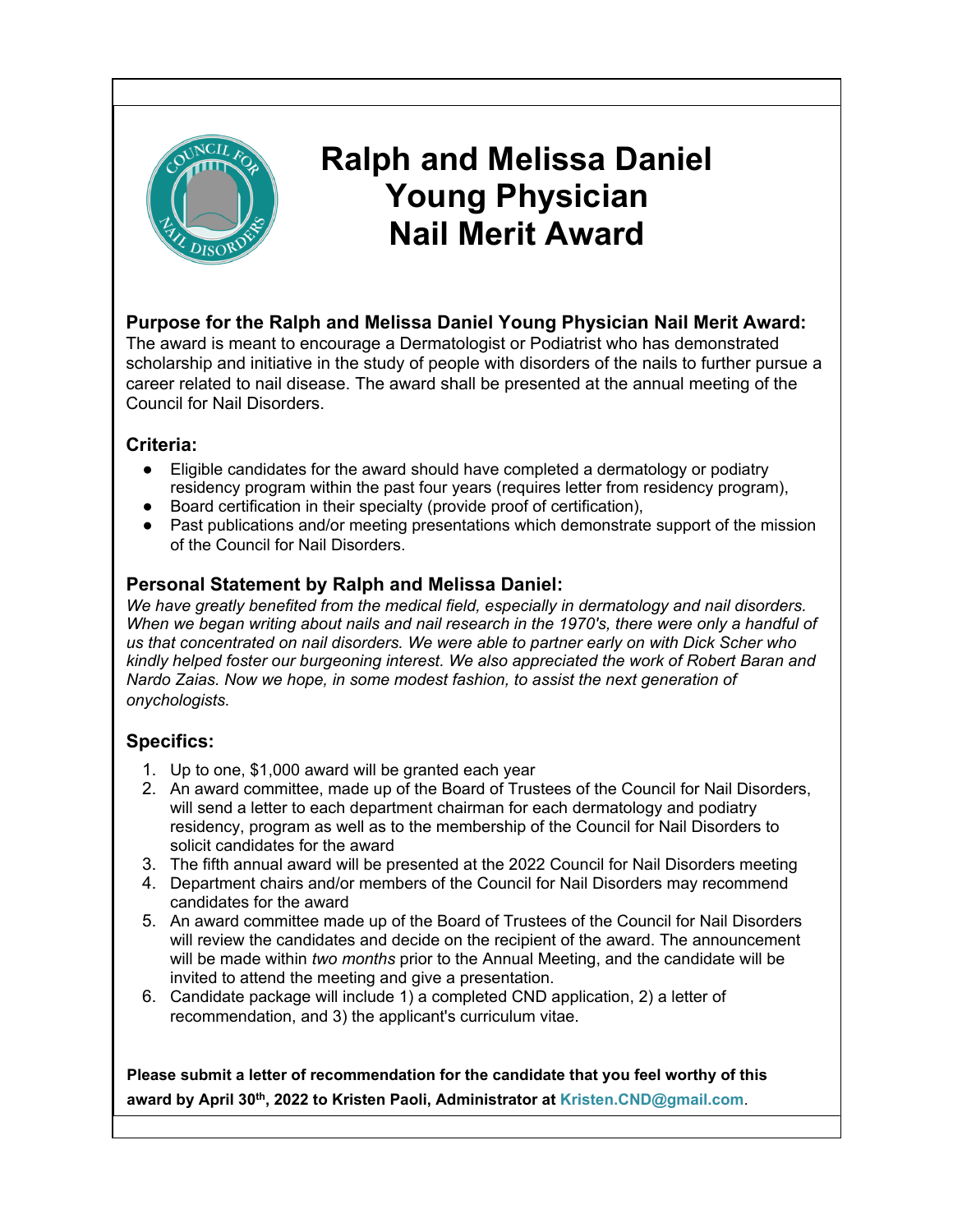# Ralph and Melissa Daniel Young Physician Nail Merit Award

## Purpose for the Ralph and Melissa Daniel Young Physician Nail Merit Award:

The award is meant to encourage a Dermatologist or Podiatrist who has demonstrated scholarship and initiative in the study of people with disorders of the nails to further pursue a career related to nail disease. The award shall be presented at the annual meeting of the Council for Nail Disorders.

## Criteria:

- Eligible candidates for the award should have completed a dermatology or podiatry residency program within the past four years (requires letter from residency program),
- Board certification in their specialty (provide proof of certification),
- Past publications and/or meeting presentations which demonstrate support of the mission of the Council for Nail Disorders.

## Personal Statement by Ralph and Melissa Daniel:

*We have greatly benefited from the medical field, especially in dermatology and nail disorders. When we began writing about nails and nail research in the 1970's, there were only a handful of us that concentrated on nail disorders. We were able to partner early on with Dick Scher who kindly helped foster our burgeoning interest. We also appreciated the work of Robert Baran and Nardo Zaias. Now we hope, in some modest fashion, to assist the next generation of onychologists.*

## Specifics:

1. Up to one, $1,000 award will be granted each year
2. An award committee, made up of the Board of Trustees of the Council for Nail Disorders, will send a letter to each department chairman for each dermatology and podiatry residency, program as well as to the membership of the Council for Nail Disorders to solicit candidates for the award
3. The fifth annual award will be presented at the 2022 Council for Nail Disorders meeting
4. Department chairs and/or members of the Council for Nail Disorders may recommend candidates for the award
5. An award committee made up of the Board of Trustees of the Council for Nail Disorders will review the candidates and decide on the recipient of the award. The announcement will be made within *two months* prior to the Annual Meeting, and the candidate will be invited to attend the meeting and give a presentation.
6. Candidate package will include 1) a completed CND application, 2) a letter of recommendation, and 3) the applicant's curriculum vitae.

**Please submit a letter of recommendation for the candidate that you feel worthy of this award by April 30th, 2022 to Kristen Paoli, Administrator at Kristen.CND@gmail.com.**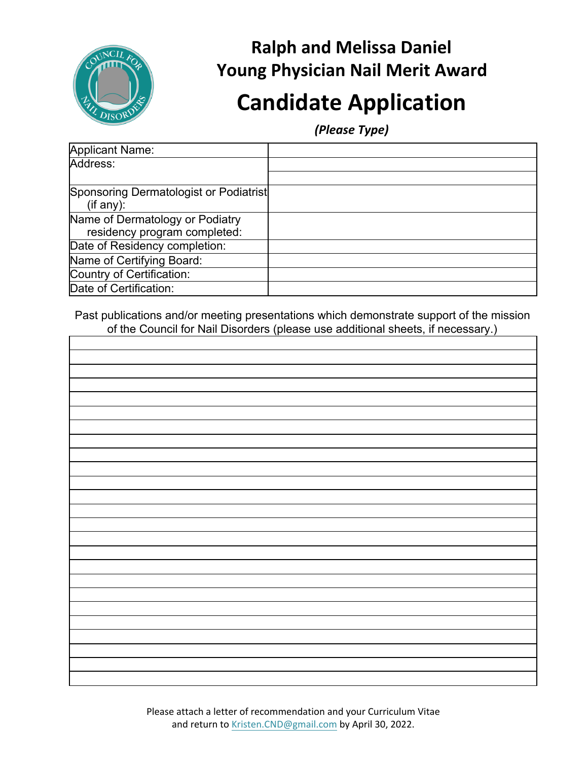# Ralph and Melissa Daniel Young Physician Nail Merit Award

# Candidate Application

***(Please Type)***

| | |
|---|---|
| Applicant Name: | |
| Address: | |
| | |
| Sponsoring Dermatologist or Podiatrist (if any): | |
| Name of Dermatology or Podiatry residency program completed: | |
| Date of Residency completion: | |
| Name of Certifying Board: | |
| Country of Certification: | |
| Date of Certification: | |

Past publications and/or meeting presentations which demonstrate support of the mission of the Council for Nail Disorders (please use additional sheets, if necessary.)

| |
|---|
| |
| |
| |
| |
| |
| |
| |
| |
| |
| |
| |
| |
| |
| |
| |
| |
| |
| |
| |
| |
| |
| |
| |
| |

Please attach a letter of recommendation and your Curriculum Vitae and return to Kristen.CND@gmail.com by April 30, 2022.